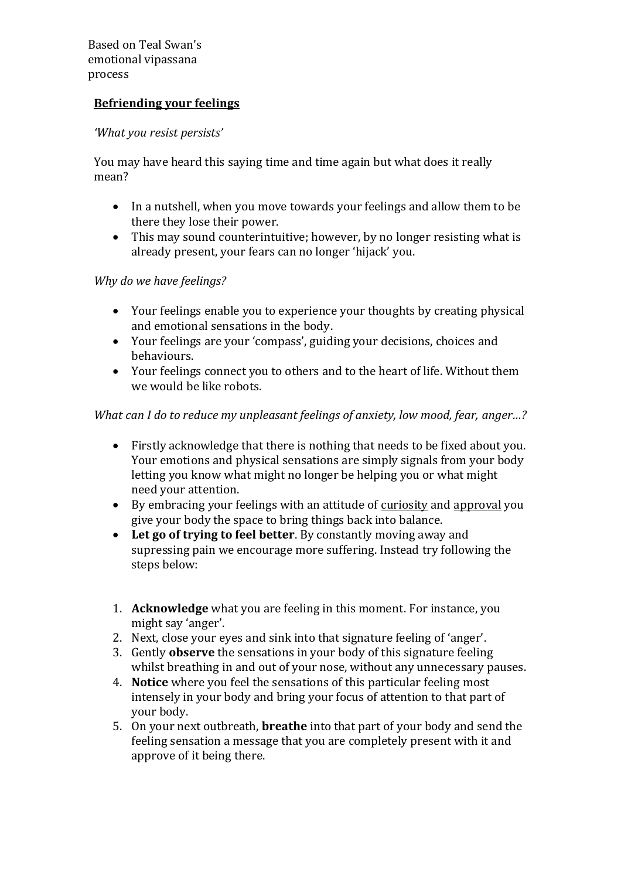Based on Teal Swan's emotional vipassana process

## Befriending your feelings

*'What you resist persists'*

You may have heard this saying time and time again but what does it really mean?

- In a nutshell, when you move towards your feelings and allow them to be there they lose their power.
- This may sound counterintuitive; however, by no longer resisting what is already present, your fears can no longer 'hijack' you.

*Why do we have feelings?*

- Your feelings enable you to experience your thoughts by creating physical and emotional sensations in the body.
- Your feelings are your 'compass', guiding your decisions, choices and behaviours.
- Your feelings connect you to others and to the heart of life. Without them we would be like robots.

*What can I do to reduce my unpleasant feelings of anxiety, low mood, fear, anger…?*

- Firstly acknowledge that there is nothing that needs to be fixed about you. Your emotions and physical sensations are simply signals from your body letting you know what might no longer be helping you or what might need your attention.
- By embracing your feelings with an attitude of <u>curiosity</u> and <u>approval</u> you give your body the space to bring things back into balance.
- **Let go of trying to feel better**. By constantly moving away and supressing pain we encourage more suffering. Instead try following the steps below:

1. **Acknowledge** what you are feeling in this moment. For instance, you might say 'anger'.
2. Next, close your eyes and sink into that signature feeling of 'anger'.
3. Gently **observe** the sensations in your body of this signature feeling whilst breathing in and out of your nose, without any unnecessary pauses.
4. **Notice** where you feel the sensations of this particular feeling most intensely in your body and bring your focus of attention to that part of your body.
5. On your next outbreath, **breathe** into that part of your body and send the feeling sensation a message that you are completely present with it and approve of it being there.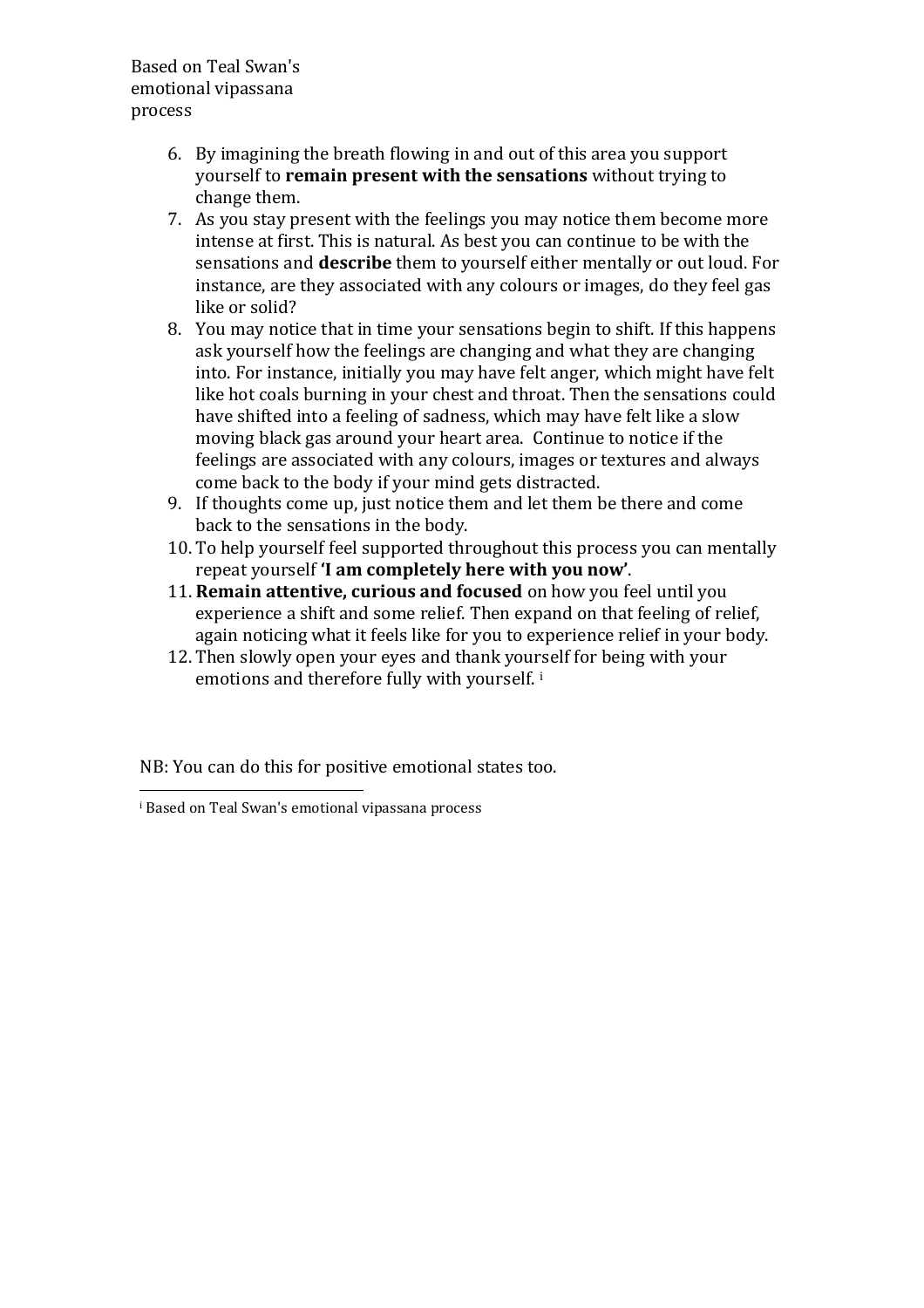6. By imagining the breath flowing in and out of this area you support yourself to **remain present with the sensations** without trying to change them.
7. As you stay present with the feelings you may notice them become more intense at first. This is natural. As best you can continue to be with the sensations and **describe** them to yourself either mentally or out loud. For instance, are they associated with any colours or images, do they feel gas like or solid?
8. You may notice that in time your sensations begin to shift. If this happens ask yourself how the feelings are changing and what they are changing into. For instance, initially you may have felt anger, which might have felt like hot coals burning in your chest and throat. Then the sensations could have shifted into a feeling of sadness, which may have felt like a slow moving black gas around your heart area. Continue to notice if the feelings are associated with any colours, images or textures and always come back to the body if your mind gets distracted.
9. If thoughts come up, just notice them and let them be there and come back to the sensations in the body.
10. To help yourself feel supported throughout this process you can mentally repeat yourself **'I am completely here with you now'**.
11. **Remain attentive, curious and focused** on how you feel until you experience a shift and some relief. Then expand on that feeling of relief, again noticing what it feels like for you to experience relief in your body.
12. Then slowly open your eyes and thank yourself for being with your emotions and therefore fully with yourself. [i]

NB: You can do this for positive emotional states too.

---

[i] Based on Teal Swan's emotional vipassana process